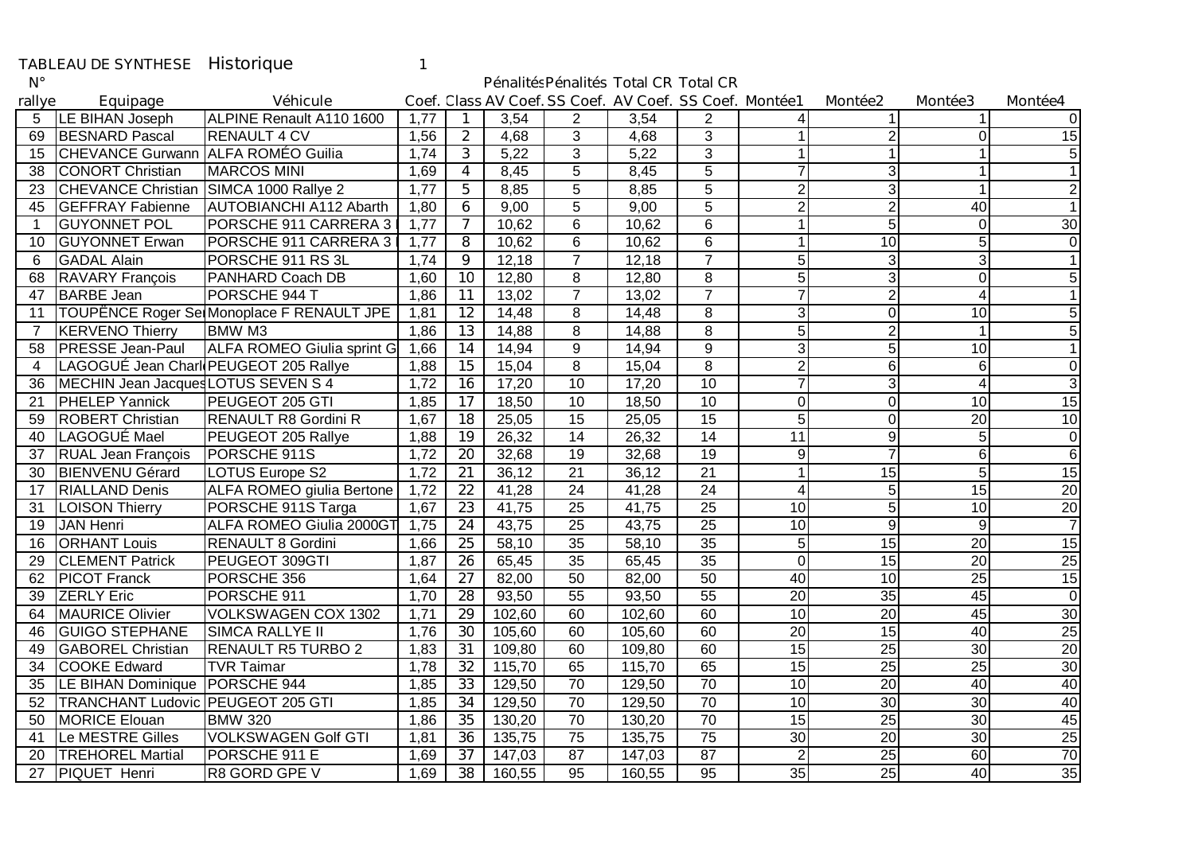TABLEAU DE SYNTHESE Historique 1

| N° rallye | Equipage | Véhicule | Coef. | Class | Pénalités AV Coef. | Pénalités SS Coef. | Total CR AV Coef. | Total CR SS Coef. | Montée1 | Montée2 | Montée3 | Montée4 |
|---|---|---|---|---|---|---|---|---|---|---|---|---|
| 5 | LE BIHAN Joseph | ALPINE Renault A110 1600 | 1,77 | 1 | 3,54 | 2 | 3,54 | 2 | 4 | 1 | 1 | 0 |
| 69 | BESNARD Pascal | RENAULT 4 CV | 1,56 | 2 | 4,68 | 3 | 4,68 | 3 | 1 | 2 | 0 | 15 |
| 15 | CHEVANCE Gurwann | ALFA ROMÉO Guilia | 1,74 | 3 | 5,22 | 3 | 5,22 | 3 | 1 | 1 | 1 | 5 |
| 38 | CONORT Christian | MARCOS MINI | 1,69 | 4 | 8,45 | 5 | 8,45 | 5 | 7 | 3 | 1 | 1 |
| 23 | CHEVANCE Christian | SIMCA 1000 Rallye 2 | 1,77 | 5 | 8,85 | 5 | 8,85 | 5 | 2 | 3 | 1 | 2 |
| 45 | GEFFRAY Fabienne | AUTOBIANCHI A112 Abarth | 1,80 | 6 | 9,00 | 5 | 9,00 | 5 | 2 | 2 | 40 | 1 |
| 1 | GUYONNET POL | PORSCHE 911 CARRERA 3 | 1,77 | 7 | 10,62 | 6 | 10,62 | 6 | 1 | 5 | 0 | 30 |
| 10 | GUYONNET Erwan | PORSCHE 911 CARRERA 3 | 1,77 | 8 | 10,62 | 6 | 10,62 | 6 | 1 | 10 | 5 | 0 |
| 6 | GADAL Alain | PORSCHE 911 RS 3L | 1,74 | 9 | 12,18 | 7 | 12,18 | 7 | 5 | 3 | 3 | 1 |
| 68 | RAVARY François | PANHARD Coach DB | 1,60 | 10 | 12,80 | 8 | 12,80 | 8 | 5 | 3 | 0 | 5 |
| 47 | BARBE Jean | PORSCHE 944 T | 1,86 | 11 | 13,02 | 7 | 13,02 | 7 | 7 | 2 | 4 | 1 |
| 11 | TOUPËNCE Roger Se | Monoplace F RENAULT JPE | 1,81 | 12 | 14,48 | 8 | 14,48 | 8 | 3 | 0 | 10 | 5 |
| 7 | KERVENO Thierry | BMW M3 | 1,86 | 13 | 14,88 | 8 | 14,88 | 8 | 5 | 2 | 1 | 5 |
| 58 | PRESSE Jean-Paul | ALFA ROMEO Giulia sprint G | 1,66 | 14 | 14,94 | 9 | 14,94 | 9 | 3 | 5 | 10 | 1 |
| 4 | LAGOGUÉ Jean Charl | PEUGEOT 205 Rallye | 1,88 | 15 | 15,04 | 8 | 15,04 | 8 | 2 | 6 | 6 | 0 |
| 36 | MECHIN Jean Jacques | LOTUS SEVEN S 4 | 1,72 | 16 | 17,20 | 10 | 17,20 | 10 | 7 | 3 | 4 | 3 |
| 21 | PHELEP Yannick | PEUGEOT 205 GTI | 1,85 | 17 | 18,50 | 10 | 18,50 | 10 | 0 | 0 | 10 | 15 |
| 59 | ROBERT Christian | RENAULT R8 Gordini R | 1,67 | 18 | 25,05 | 15 | 25,05 | 15 | 5 | 0 | 20 | 10 |
| 40 | LAGOGUÉ Mael | PEUGEOT 205 Rallye | 1,88 | 19 | 26,32 | 14 | 26,32 | 14 | 11 | 9 | 5 | 0 |
| 37 | RUAL Jean François | PORSCHE 911S | 1,72 | 20 | 32,68 | 19 | 32,68 | 19 | 9 | 7 | 6 | 6 |
| 30 | BIENVENU Gérard | LOTUS Europe S2 | 1,72 | 21 | 36,12 | 21 | 36,12 | 21 | 1 | 15 | 5 | 15 |
| 17 | RIALLAND Denis | ALFA ROMEO giulia Bertone | 1,72 | 22 | 41,28 | 24 | 41,28 | 24 | 4 | 5 | 15 | 20 |
| 31 | LOISON Thierry | PORSCHE 911S Targa | 1,67 | 23 | 41,75 | 25 | 41,75 | 25 | 10 | 5 | 10 | 20 |
| 19 | JAN Henri | ALFA ROMEO Giulia 2000GT | 1,75 | 24 | 43,75 | 25 | 43,75 | 25 | 10 | 9 | 9 | 7 |
| 16 | ORHANT Louis | RENAULT 8 Gordini | 1,66 | 25 | 58,10 | 35 | 58,10 | 35 | 5 | 15 | 20 | 15 |
| 29 | CLEMENT Patrick | PEUGEOT 309GTI | 1,87 | 26 | 65,45 | 35 | 65,45 | 35 | 0 | 15 | 20 | 25 |
| 62 | PICOT Franck | PORSCHE 356 | 1,64 | 27 | 82,00 | 50 | 82,00 | 50 | 40 | 10 | 25 | 15 |
| 39 | ZERLY Eric | PORSCHE 911 | 1,70 | 28 | 93,50 | 55 | 93,50 | 55 | 20 | 35 | 45 | 0 |
| 64 | MAURICE Olivier | VOLKSWAGEN COX 1302 | 1,71 | 29 | 102,60 | 60 | 102,60 | 60 | 10 | 20 | 45 | 30 |
| 46 | GUIGO STEPHANE | SIMCA RALLYE II | 1,76 | 30 | 105,60 | 60 | 105,60 | 60 | 20 | 15 | 40 | 25 |
| 49 | GABOREL Christian | RENAULT R5 TURBO 2 | 1,83 | 31 | 109,80 | 60 | 109,80 | 60 | 15 | 25 | 30 | 20 |
| 34 | COOKE Edward | TVR Taimar | 1,78 | 32 | 115,70 | 65 | 115,70 | 65 | 15 | 25 | 25 | 30 |
| 35 | LE BIHAN Dominique | PORSCHE 944 | 1,85 | 33 | 129,50 | 70 | 129,50 | 70 | 10 | 20 | 40 | 40 |
| 52 | TRANCHANT Ludovic | PEUGEOT 205 GTI | 1,85 | 34 | 129,50 | 70 | 129,50 | 70 | 10 | 30 | 30 | 40 |
| 50 | MORICE Elouan | BMW 320 | 1,86 | 35 | 130,20 | 70 | 130,20 | 70 | 15 | 25 | 30 | 45 |
| 41 | Le MESTRE Gilles | VOLKSWAGEN Golf GTI | 1,81 | 36 | 135,75 | 75 | 135,75 | 75 | 30 | 20 | 30 | 25 |
| 20 | TREHOREL Martial | PORSCHE 911 E | 1,69 | 37 | 147,03 | 87 | 147,03 | 87 | 2 | 25 | 60 | 70 |
| 27 | PIQUET Henri | R8 GORD GPE V | 1,69 | 38 | 160,55 | 95 | 160,55 | 95 | 35 | 25 | 40 | 35 |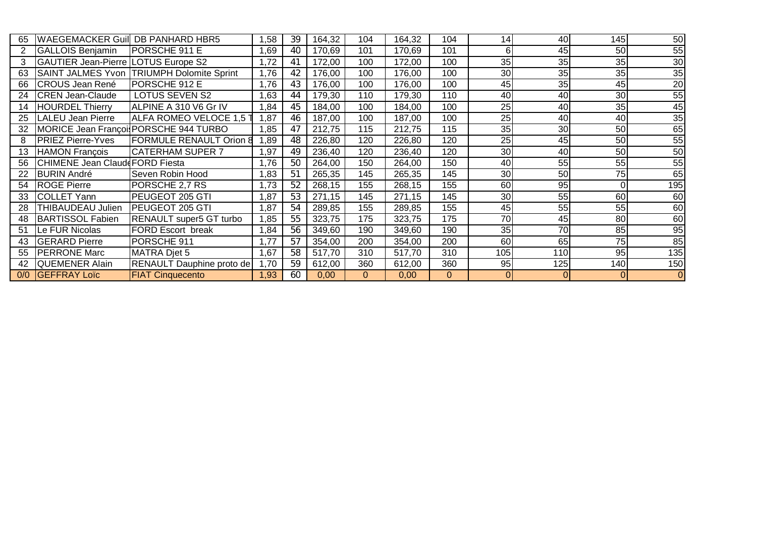| | | | | | | | | | | | | |
|---|---|---|---|---|---|---|---|---|---|---|---|---|
| 65 | WAEGEMACKER Guil | DB PANHARD HBR5 | 1,58 | 39 | 164,32 | 104 | 164,32 | 104 | 14 | 40 | 145 | 50 |
| 2 | GALLOIS Benjamin | PORSCHE 911 E | 1,69 | 40 | 170,69 | 101 | 170,69 | 101 | 6 | 45 | 50 | 55 |
| 3 | GAUTIER Jean-Pierre | LOTUS Europe S2 | 1,72 | 41 | 172,00 | 100 | 172,00 | 100 | 35 | 35 | 35 | 30 |
| 63 | SAINT JALMES Yvon | TRIUMPH Dolomite Sprint | 1,76 | 42 | 176,00 | 100 | 176,00 | 100 | 30 | 35 | 35 | 35 |
| 66 | CROUS Jean René | PORSCHE 912 E | 1,76 | 43 | 176,00 | 100 | 176,00 | 100 | 45 | 35 | 45 | 20 |
| 24 | CREN Jean-Claude | LOTUS SEVEN S2 | 1,63 | 44 | 179,30 | 110 | 179,30 | 110 | 40 | 40 | 30 | 55 |
| 14 | HOURDEL Thierry | ALPINE A 310 V6 Gr IV | 1,84 | 45 | 184,00 | 100 | 184,00 | 100 | 25 | 40 | 35 | 45 |
| 25 | LALEU Jean Pierre | ALFA ROMEO VELOCE 1,5 T | 1,87 | 46 | 187,00 | 100 | 187,00 | 100 | 25 | 40 | 40 | 35 |
| 32 | MORICE Jean François | PORSCHE 944 TURBO | 1,85 | 47 | 212,75 | 115 | 212,75 | 115 | 35 | 30 | 50 | 65 |
| 8 | PRIEZ Pierre-Yves | FORMULE RENAULT Orion 8 | 1,89 | 48 | 226,80 | 120 | 226,80 | 120 | 25 | 45 | 50 | 55 |
| 13 | HAMON François | CATERHAM SUPER 7 | 1,97 | 49 | 236,40 | 120 | 236,40 | 120 | 30 | 40 | 50 | 50 |
| 56 | CHIMENE Jean Claude | FORD Fiesta | 1,76 | 50 | 264,00 | 150 | 264,00 | 150 | 40 | 55 | 55 | 55 |
| 22 | BURIN André | Seven Robin Hood | 1,83 | 51 | 265,35 | 145 | 265,35 | 145 | 30 | 50 | 75 | 65 |
| 54 | ROGE Pierre | PORSCHE 2,7 RS | 1,73 | 52 | 268,15 | 155 | 268,15 | 155 | 60 | 95 | 0 | 195 |
| 33 | COLLET Yann | PEUGEOT 205 GTI | 1,87 | 53 | 271,15 | 145 | 271,15 | 145 | 30 | 55 | 60 | 60 |
| 28 | THIBAUDEAU Julien | PEUGEOT 205 GTI | 1,87 | 54 | 289,85 | 155 | 289,85 | 155 | 45 | 55 | 55 | 60 |
| 48 | BARTISSOL Fabien | RENAULT super5 GT turbo | 1,85 | 55 | 323,75 | 175 | 323,75 | 175 | 70 | 45 | 80 | 60 |
| 51 | Le FUR Nicolas | FORD Escort break | 1,84 | 56 | 349,60 | 190 | 349,60 | 190 | 35 | 70 | 85 | 95 |
| 43 | GERARD Pierre | PORSCHE 911 | 1,77 | 57 | 354,00 | 200 | 354,00 | 200 | 60 | 65 | 75 | 85 |
| 55 | PERRONE Marc | MATRA Djet 5 | 1,67 | 58 | 517,70 | 310 | 517,70 | 310 | 105 | 110 | 95 | 135 |
| 42 | QUEMENER Alain | RENAULT Dauphine proto de | 1,70 | 59 | 612,00 | 360 | 612,00 | 360 | 95 | 125 | 140 | 150 |
| 0/0 | GEFFRAY Loïc | FIAT Cinquecento | 1,93 | 60 | 0,00 | 0 | 0,00 | 0 | 0 | 0 | 0 | 0 |